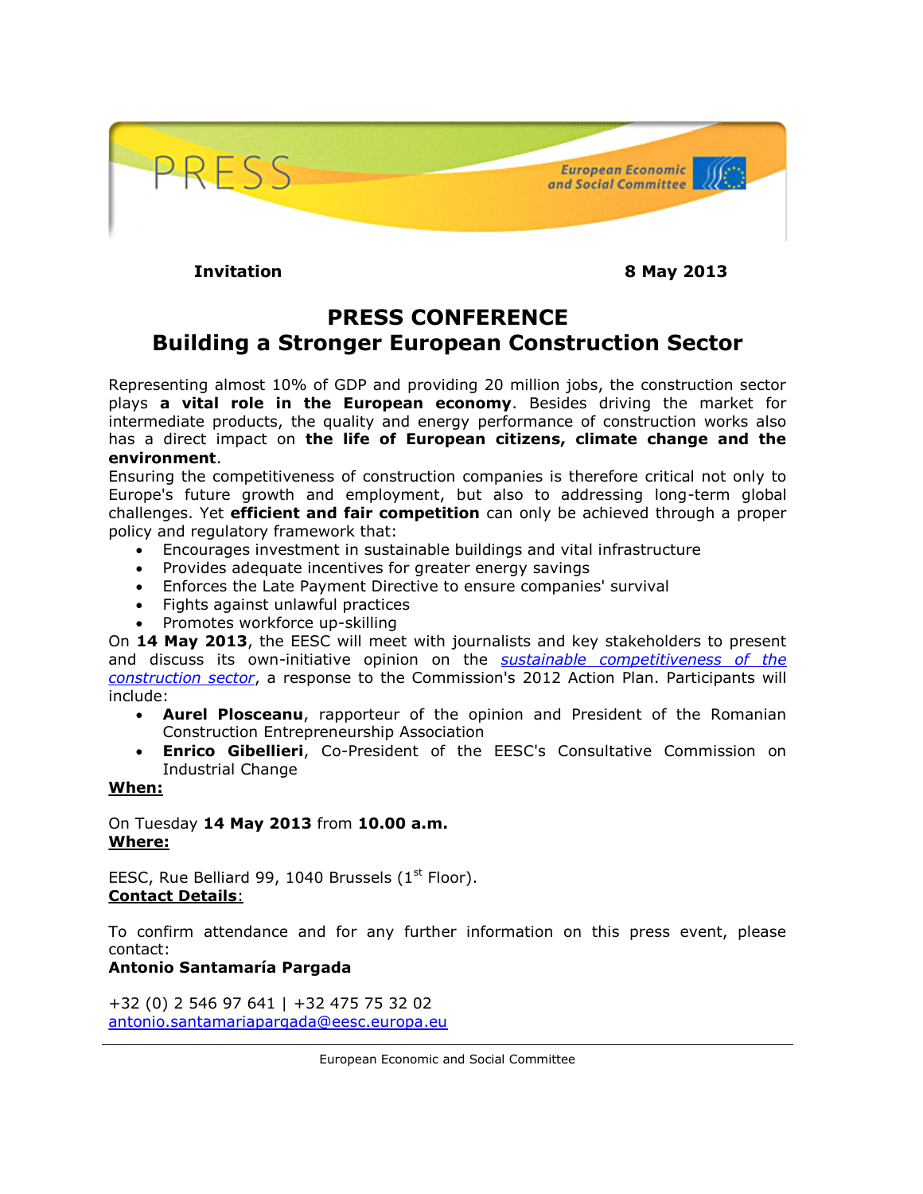PRESS

European Economic and Social Committee

**Invitation** **8 May 2013**

# PRESS CONFERENCE
# Building a Stronger European Construction Sector

Representing almost 10% of GDP and providing 20 million jobs, the construction sector plays **a vital role in the European economy**. Besides driving the market for intermediate products, the quality and energy performance of construction works also has a direct impact on **the life of European citizens, climate change and the environment**.

Ensuring the competitiveness of construction companies is therefore critical not only to Europe's future growth and employment, but also to addressing long-term global challenges. Yet **efficient and fair competition** can only be achieved through a proper policy and regulatory framework that:

- Encourages investment in sustainable buildings and vital infrastructure
- Provides adequate incentives for greater energy savings
- Enforces the Late Payment Directive to ensure companies' survival
- Fights against unlawful practices
- Promotes workforce up-skilling

On **14 May 2013**, the EESC will meet with journalists and key stakeholders to present and discuss its own-initiative opinion on the *sustainable competitiveness of the construction sector*, a response to the Commission's 2012 Action Plan. Participants will include:

- **Aurel Plosceanu**, rapporteur of the opinion and President of the Romanian Construction Entrepreneurship Association
- **Enrico Gibellieri**, Co-President of the EESC's Consultative Commission on Industrial Change

**When:**

On Tuesday **14 May 2013** from **10.00 a.m.**

**Where:**

EESC, Rue Belliard 99, 1040 Brussels (1st Floor).

**Contact Details**:

To confirm attendance and for any further information on this press event, please contact:

**Antonio Santamaría Pargada**

+32 (0) 2 546 97 641 | +32 475 75 32 02
antonio.santamariapargada@eesc.europa.eu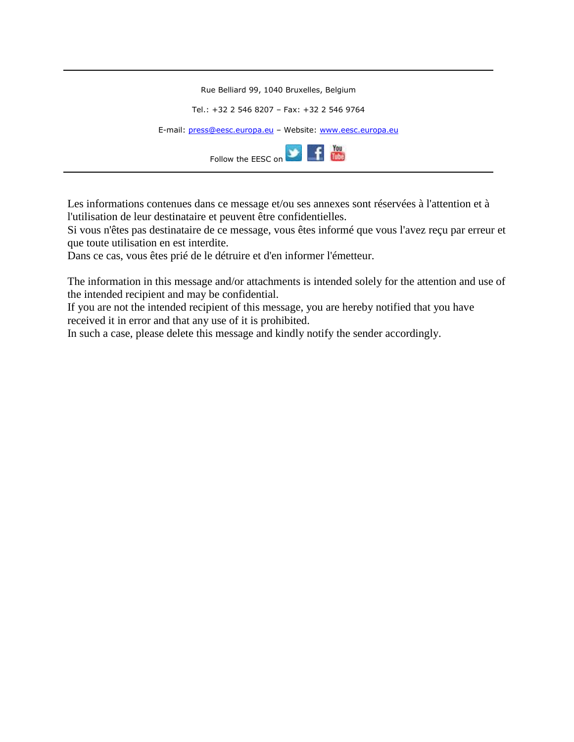---

Rue Belliard 99, 1040 Bruxelles, Belgium

Tel.: +32 2 546 8207 – Fax: +32 2 546 9764

E-mail: press@eesc.europa.eu – Website: www.eesc.europa.eu

Follow the EESC on

---

Les informations contenues dans ce message et/ou ses annexes sont réservées à l'attention et à l'utilisation de leur destinataire et peuvent être confidentielles.
Si vous n'êtes pas destinataire de ce message, vous êtes informé que vous l'avez reçu par erreur et que toute utilisation en est interdite.
Dans ce cas, vous êtes prié de le détruire et d'en informer l'émetteur.

The information in this message and/or attachments is intended solely for the attention and use of the intended recipient and may be confidential.
If you are not the intended recipient of this message, you are hereby notified that you have received it in error and that any use of it is prohibited.
In such a case, please delete this message and kindly notify the sender accordingly.